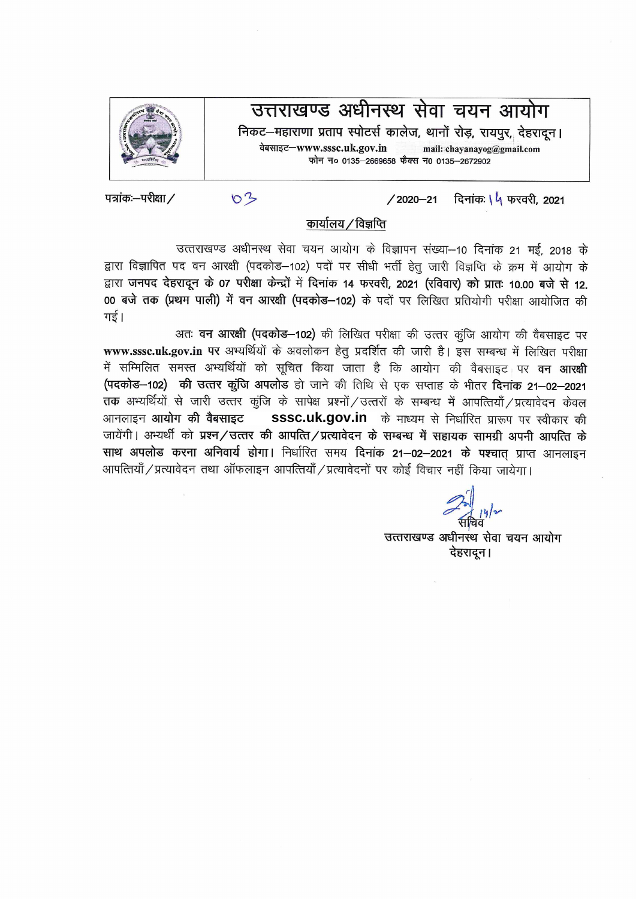# उत्तराखण्ड अधीनस्थ सेवा चयन आयोग

निकट—महाराणा प्रताप स्पोर्ट्स कालेज, थानों रोड़, रायपुर, देहरादून।

वेबसाइट—www.sssc.uk.gov.in mail: chayanayog@gmail.com

फोन न० 0135–2669658 फैक्स न0 0135–2672902

पत्रांकः—परीक्षा / 03 / 2020–21 दिनांकः 14 फरवरी, 2021

## कार्यालय / विज्ञप्ति

उत्तराखण्ड अधीनस्थ सेवा चयन आयोग के विज्ञापन संख्या–10 दिनांक 21 मई, 2018 के द्वारा विज्ञापित पद वन आरक्षी (पदकोड–102) पदों पर सीधी भर्ती हेतु जारी विज्ञप्ति के क्रम में आयोग के द्वारा **जनपद देहरादून के 07 परीक्षा केन्द्रों में दिनांक 14 फरवरी, 2021 (रविवार) को प्रातः 10.00 बजे से 12.00 बजे तक (प्रथम पाली) में वन आरक्षी (पदकोड–102)** के पदों पर लिखित प्रतियोगी परीक्षा आयोजित की गई।

अतः **वन आरक्षी (पदकोड–102)** की लिखित परीक्षा की उत्तर कुंजि आयोग की वैबसाइट पर **www.sssc.uk.gov.in पर** अभ्यर्थियों के अवलोकन हेतु प्रदर्शित की जारी है। इस सम्बन्ध में लिखित परीक्षा में सम्मिलित समस्त अभ्यर्थियों को सूचित किया जाता है कि आयोग की वैबसाइट पर **वन आरक्षी (पदकोड–102) की उत्तर कुंजि अपलोड** हो जाने की तिथि से एक सप्ताह के भीतर **दिनांक 21–02–2021 तक** अभ्यर्थियों से जारी उत्तर कुंजि के सापेक्ष प्रश्नों / उत्तरों के सम्बन्ध में आपत्तियाँ / प्रत्यावेदन केवल आनलाइन **आयोग की वैबसाइट sssc.uk.gov.in** के माध्यम से निर्धारित प्रारूप पर स्वीकार की जायेंगी। अभ्यर्थी को **प्रश्न / उत्तर की आपत्ति / प्रत्यावेदन के सम्बन्ध में सहायक सामग्री अपनी आपत्ति के साथ अपलोड करना अनिवार्य होगा।** निर्धारित समय **दिनांक 21–02–2021 के पश्चात्** प्राप्त आनलाइन आपत्तियाँ / प्रत्यावेदन तथा ऑफलाइन आपत्तियाँ / प्रत्यावेदनों पर कोई विचार नहीं किया जायेगा।

सचिव

उत्तराखण्ड अधीनस्थ सेवा चयन आयोग

देहरादून।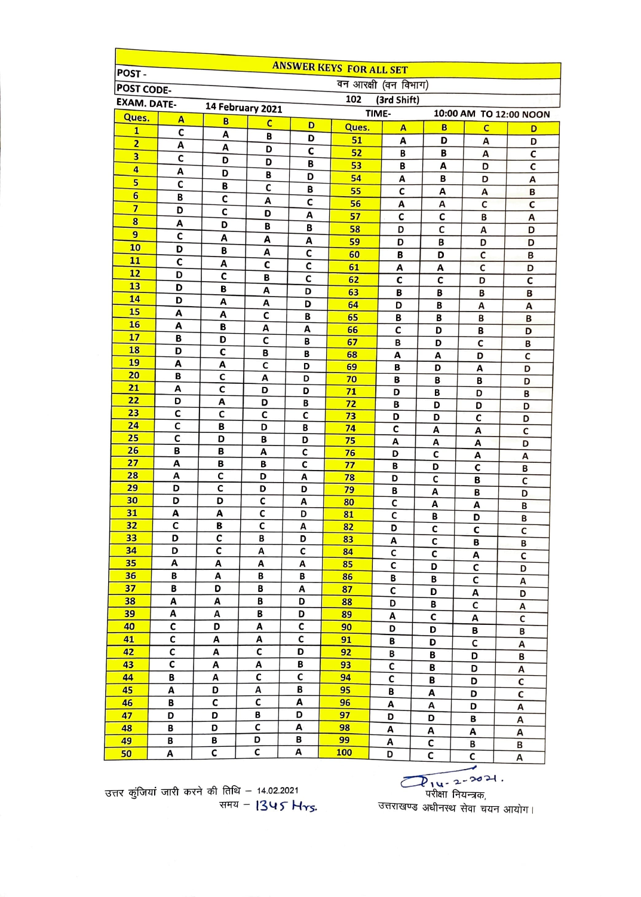# ANSWER KEYS FOR ALL SET

| | |
|---|---|
| POST - | वन आरक्षी (वन विभाग) |
| POST CODE- | 102 (3rd Shift) |
| EXAM. DATE- 14 February 2021 | TIME- 10:00 AM TO 12:00 NOON |

| Ques. | A | B | C | D | Ques. | A | B | C | D |
|---|---|---|---|---|---|---|---|---|---|
| 1 | C | A | B | D | 51 | A | D | A | D |
| 2 | A | A | D | C | 52 | B | B | A | C |
| 3 | C | D | D | B | 53 | B | A | D | C |
| 4 | A | D | B | D | 54 | A | B | D | A |
| 5 | C | B | C | B | 55 | C | A | A | B |
| 6 | B | C | A | C | 56 | A | A | C | C |
| 7 | D | C | D | A | 57 | C | C | B | A |
| 8 | A | D | B | B | 58 | D | C | A | D |
| 9 | C | A | A | A | 59 | D | B | D | D |
| 10 | D | B | A | C | 60 | B | D | C | B |
| 11 | C | A | C | C | 61 | A | A | C | D |
| 12 | D | C | B | C | 62 | C | C | D | C |
| 13 | D | B | A | D | 63 | B | B | B | B |
| 14 | D | A | A | D | 64 | D | B | A | A |
| 15 | A | A | C | B | 65 | B | B | B | B |
| 16 | A | B | A | A | 66 | C | D | B | D |
| 17 | B | D | C | B | 67 | B | D | C | B |
| 18 | D | C | B | B | 68 | A | A | D | C |
| 19 | A | A | C | D | 69 | B | D | A | D |
| 20 | B | C | A | D | 70 | B | B | B | D |
| 21 | A | C | D | D | 71 | D | B | D | B |
| 22 | D | A | D | B | 72 | B | D | D | D |
| 23 | C | C | C | C | 73 | D | D | C | D |
| 24 | C | B | D | B | 74 | C | A | A | C |
| 25 | C | D | B | D | 75 | A | A | A | D |
| 26 | B | B | A | C | 76 | D | C | A | A |
| 27 | A | B | B | C | 77 | B | D | C | B |
| 28 | A | C | D | A | 78 | D | C | B | C |
| 29 | D | C | D | D | 79 | B | A | B | D |
| 30 | D | D | C | A | 80 | C | A | A | B |
| 31 | A | A | C | D | 81 | C | B | D | B |
| 32 | C | B | C | A | 82 | D | C | C | C |
| 33 | D | C | B | D | 83 | A | C | B | B |
| 34 | D | C | A | C | 84 | C | C | A | C |
| 35 | A | A | A | A | 85 | C | D | C | D |
| 36 | B | A | B | B | 86 | B | B | C | A |
| 37 | B | D | B | A | 87 | C | D | A | D |
| 38 | A | A | B | D | 88 | D | B | C | A |
| 39 | A | A | B | D | 89 | A | C | A | C |
| 40 | C | D | A | C | 90 | D | D | B | B |
| 41 | C | A | A | C | 91 | B | D | C | A |
| 42 | C | A | C | D | 92 | B | B | D | B |
| 43 | C | A | A | B | 93 | C | B | D | A |
| 44 | B | A | C | C | 94 | C | B | D | C |
| 45 | A | D | A | B | 95 | B | A | D | C |
| 46 | B | C | C | A | 96 | A | A | D | A |
| 47 | D | D | B | D | 97 | D | D | B | A |
| 48 | B | D | C | A | 98 | A | A | A | A |
| 49 | B | B | D | B | 99 | A | C | B | B |
| 50 | A | C | C | A | 100 | D | C | C | A |

उत्तर कुंजियां जारी करने की तिथि – 14.02.2021

समय – 1345 Hrs.

14-2-2021.

परीक्षा नियन्त्रक,

उत्तराखण्ड अधीनस्थ सेवा चयन आयोग।